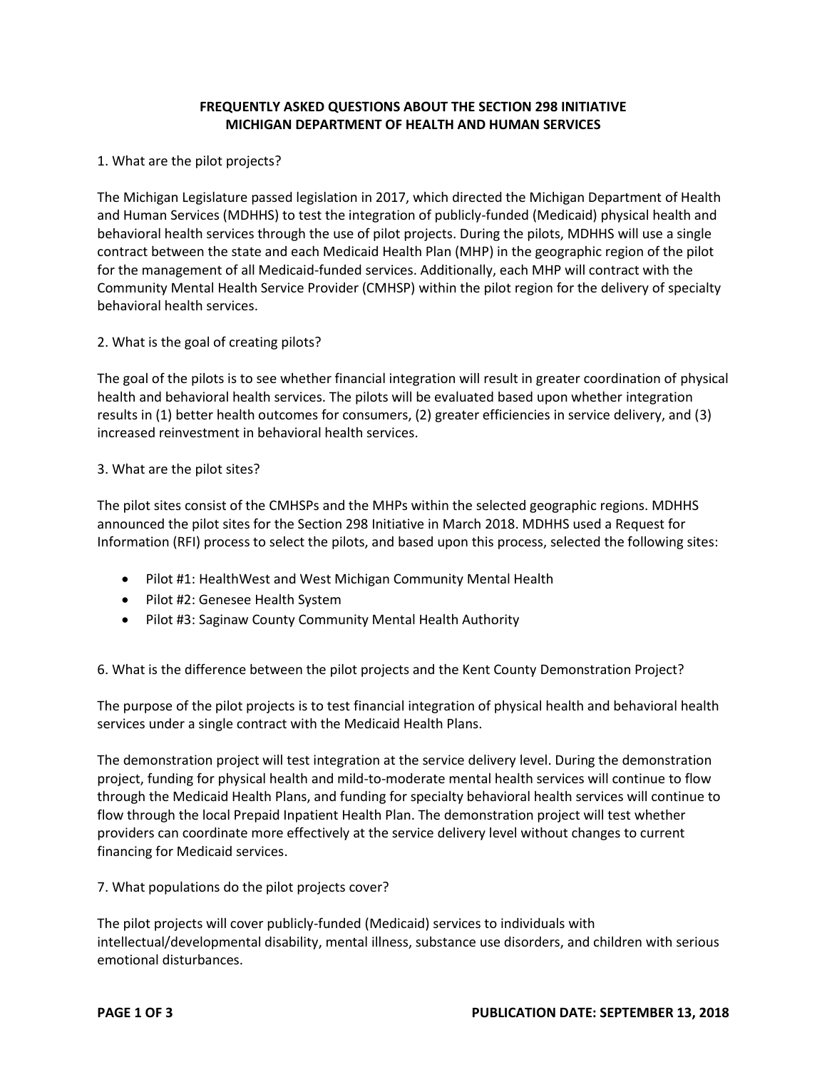# FREQUENTLY ASKED QUESTIONS ABOUT THE SECTION 298 INITIATIVE
# MICHIGAN DEPARTMENT OF HEALTH AND HUMAN SERVICES

1. What are the pilot projects?

The Michigan Legislature passed legislation in 2017, which directed the Michigan Department of Health and Human Services (MDHHS) to test the integration of publicly-funded (Medicaid) physical health and behavioral health services through the use of pilot projects. During the pilots, MDHHS will use a single contract between the state and each Medicaid Health Plan (MHP) in the geographic region of the pilot for the management of all Medicaid-funded services. Additionally, each MHP will contract with the Community Mental Health Service Provider (CMHSP) within the pilot region for the delivery of specialty behavioral health services.

2. What is the goal of creating pilots?

The goal of the pilots is to see whether financial integration will result in greater coordination of physical health and behavioral health services. The pilots will be evaluated based upon whether integration results in (1) better health outcomes for consumers, (2) greater efficiencies in service delivery, and (3) increased reinvestment in behavioral health services.

3. What are the pilot sites?

The pilot sites consist of the CMHSPs and the MHPs within the selected geographic regions. MDHHS announced the pilot sites for the Section 298 Initiative in March 2018. MDHHS used a Request for Information (RFI) process to select the pilots, and based upon this process, selected the following sites:

- Pilot #1: HealthWest and West Michigan Community Mental Health
- Pilot #2: Genesee Health System
- Pilot #3: Saginaw County Community Mental Health Authority

6. What is the difference between the pilot projects and the Kent County Demonstration Project?

The purpose of the pilot projects is to test financial integration of physical health and behavioral health services under a single contract with the Medicaid Health Plans.

The demonstration project will test integration at the service delivery level. During the demonstration project, funding for physical health and mild-to-moderate mental health services will continue to flow through the Medicaid Health Plans, and funding for specialty behavioral health services will continue to flow through the local Prepaid Inpatient Health Plan. The demonstration project will test whether providers can coordinate more effectively at the service delivery level without changes to current financing for Medicaid services.

7. What populations do the pilot projects cover?

The pilot projects will cover publicly-funded (Medicaid) services to individuals with intellectual/developmental disability, mental illness, substance use disorders, and children with serious emotional disturbances.

**PUBLICATION DATE: SEPTEMBER 13, 2018**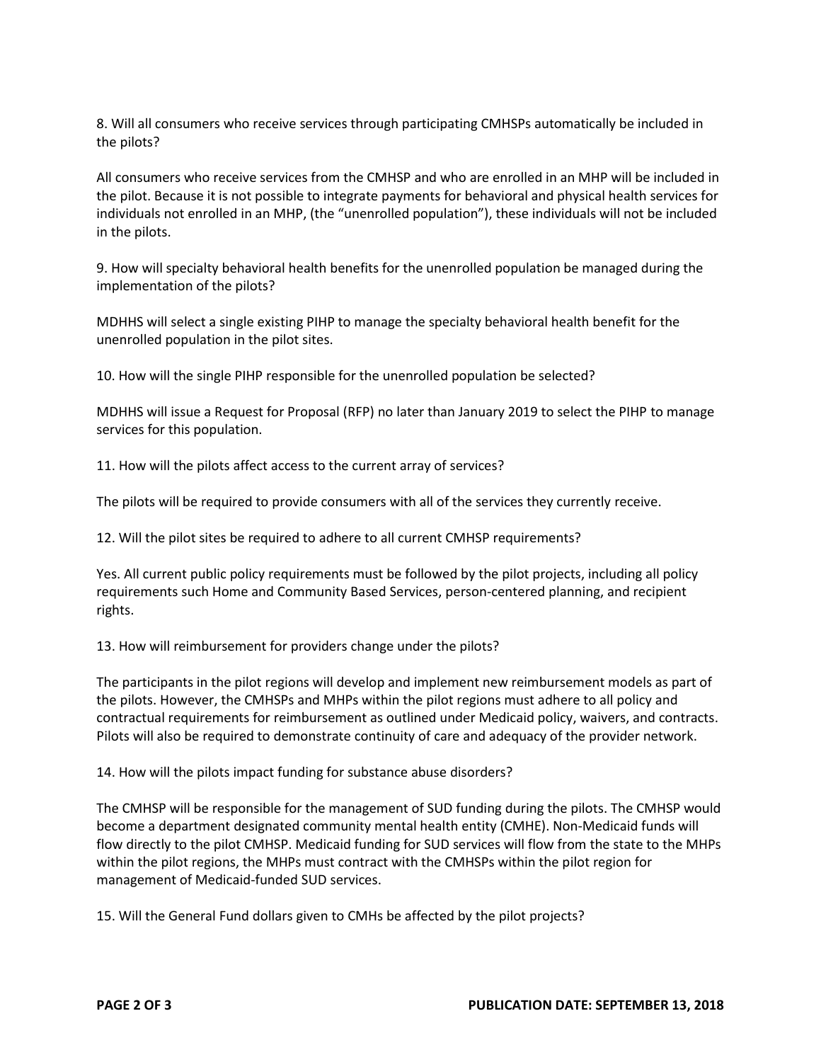8. Will all consumers who receive services through participating CMHSPs automatically be included in the pilots?

All consumers who receive services from the CMHSP and who are enrolled in an MHP will be included in the pilot. Because it is not possible to integrate payments for behavioral and physical health services for individuals not enrolled in an MHP, (the "unenrolled population"), these individuals will not be included in the pilots.

9. How will specialty behavioral health benefits for the unenrolled population be managed during the implementation of the pilots?

MDHHS will select a single existing PIHP to manage the specialty behavioral health benefit for the unenrolled population in the pilot sites.

10. How will the single PIHP responsible for the unenrolled population be selected?

MDHHS will issue a Request for Proposal (RFP) no later than January 2019 to select the PIHP to manage services for this population.

11. How will the pilots affect access to the current array of services?

The pilots will be required to provide consumers with all of the services they currently receive.

12. Will the pilot sites be required to adhere to all current CMHSP requirements?

Yes. All current public policy requirements must be followed by the pilot projects, including all policy requirements such Home and Community Based Services, person-centered planning, and recipient rights.

13. How will reimbursement for providers change under the pilots?

The participants in the pilot regions will develop and implement new reimbursement models as part of the pilots. However, the CMHSPs and MHPs within the pilot regions must adhere to all policy and contractual requirements for reimbursement as outlined under Medicaid policy, waivers, and contracts. Pilots will also be required to demonstrate continuity of care and adequacy of the provider network.

14. How will the pilots impact funding for substance abuse disorders?

The CMHSP will be responsible for the management of SUD funding during the pilots. The CMHSP would become a department designated community mental health entity (CMHE). Non-Medicaid funds will flow directly to the pilot CMHSP. Medicaid funding for SUD services will flow from the state to the MHPs within the pilot regions, the MHPs must contract with the CMHSPs within the pilot region for management of Medicaid-funded SUD services.

15. Will the General Fund dollars given to CMHs be affected by the pilot projects?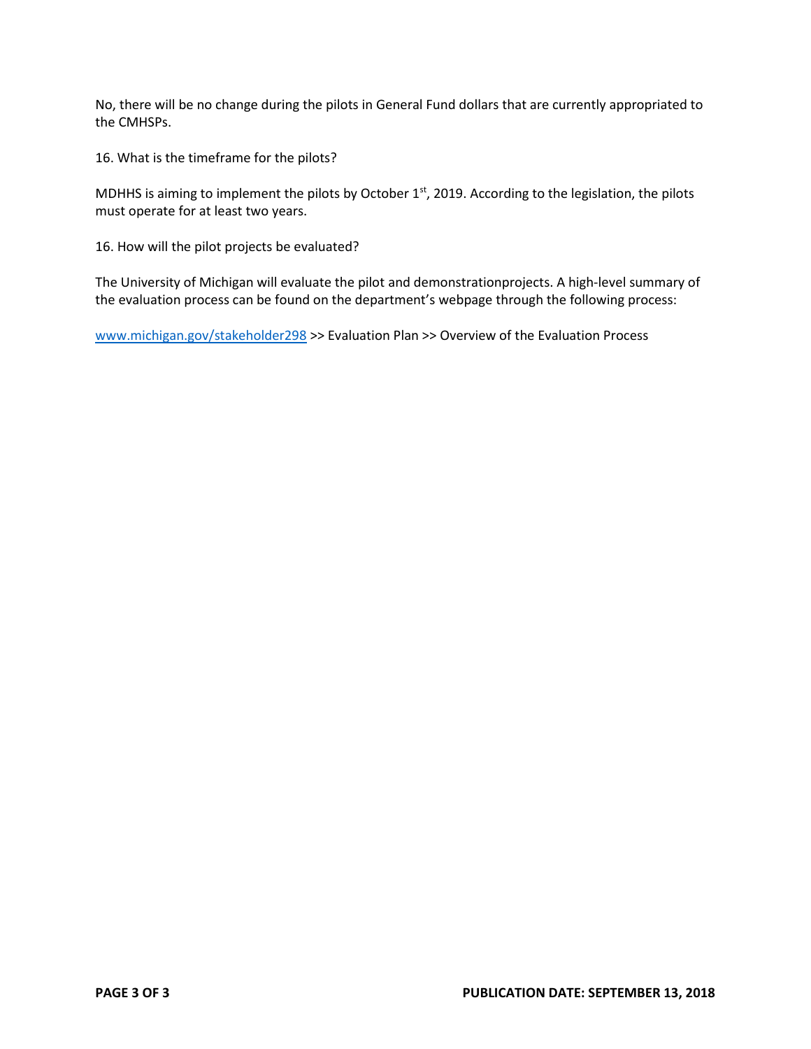No, there will be no change during the pilots in General Fund dollars that are currently appropriated to the CMHSPs.

16. What is the timeframe for the pilots?

MDHHS is aiming to implement the pilots by October 1st, 2019. According to the legislation, the pilots must operate for at least two years.

16. How will the pilot projects be evaluated?

The University of Michigan will evaluate the pilot and demonstrationprojects. A high-level summary of the evaluation process can be found on the department's webpage through the following process:

www.michigan.gov/stakeholder298 >> Evaluation Plan >> Overview of the Evaluation Process

**PUBLICATION DATE: SEPTEMBER 13, 2018**